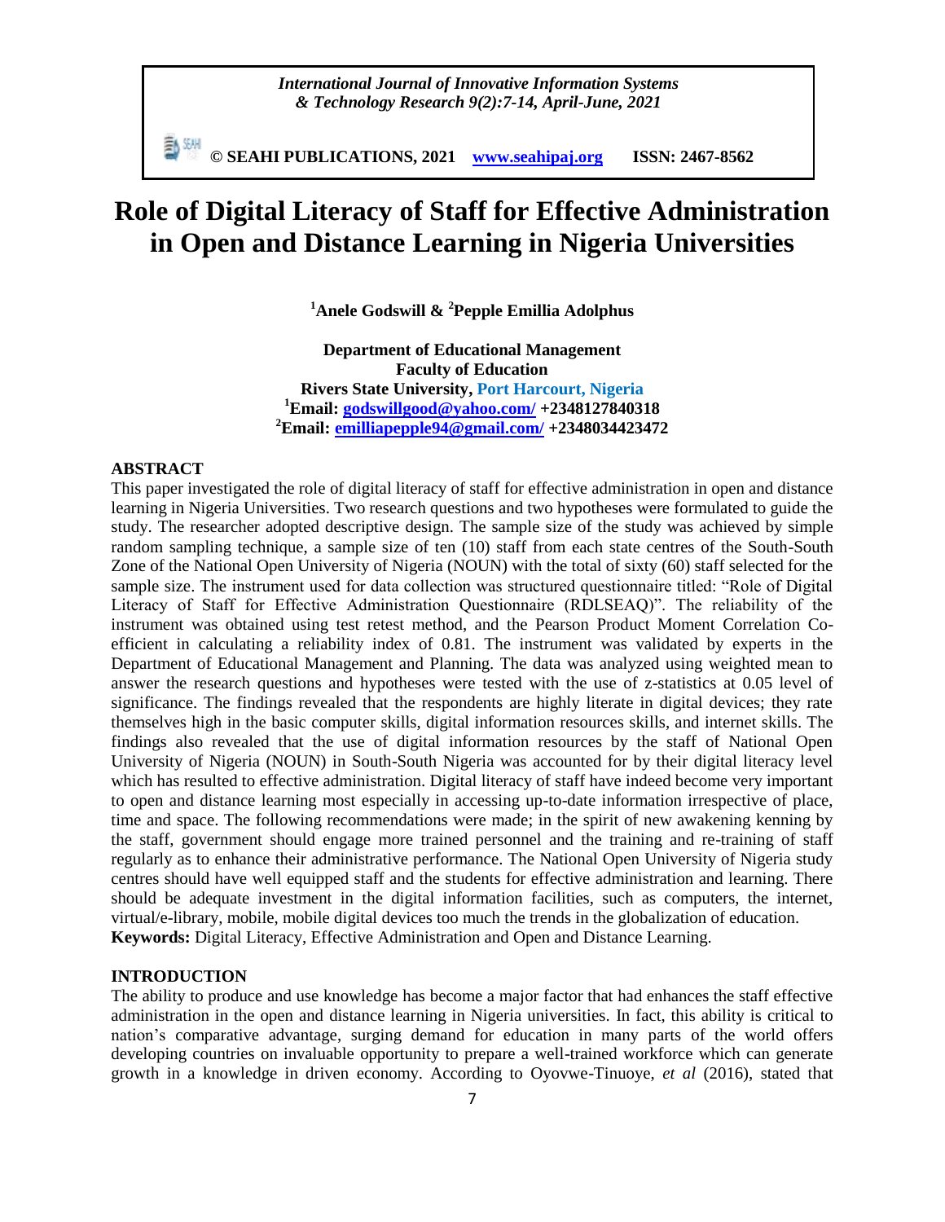# Role of Digital Literacy of Staff for Effective Administration in Open and Distance Learning in Nigeria Universities

**[1]Anele Godswill & [2]Pepple Emillia Adolphus**

**Department of Educational Management**
**Faculty of Education**
**Rivers State University, Port Harcourt, Nigeria**
**[1]Email: godswillgood@yahoo.com/ +2348127840318**
**[2]Email: emilliapepple94@gmail.com/ +2348034423472**

## ABSTRACT

This paper investigated the role of digital literacy of staff for effective administration in open and distance learning in Nigeria Universities. Two research questions and two hypotheses were formulated to guide the study. The researcher adopted descriptive design. The sample size of the study was achieved by simple random sampling technique, a sample size of ten (10) staff from each state centres of the South-South Zone of the National Open University of Nigeria (NOUN) with the total of sixty (60) staff selected for the sample size. The instrument used for data collection was structured questionnaire titled: "Role of Digital Literacy of Staff for Effective Administration Questionnaire (RDLSEAQ)". The reliability of the instrument was obtained using test retest method, and the Pearson Product Moment Correlation Co-efficient in calculating a reliability index of 0.81. The instrument was validated by experts in the Department of Educational Management and Planning. The data was analyzed using weighted mean to answer the research questions and hypotheses were tested with the use of z-statistics at 0.05 level of significance. The findings revealed that the respondents are highly literate in digital devices; they rate themselves high in the basic computer skills, digital information resources skills, and internet skills. The findings also revealed that the use of digital information resources by the staff of National Open University of Nigeria (NOUN) in South-South Nigeria was accounted for by their digital literacy level which has resulted to effective administration. Digital literacy of staff have indeed become very important to open and distance learning most especially in accessing up-to-date information irrespective of place, time and space. The following recommendations were made; in the spirit of new awakening kenning by the staff, government should engage more trained personnel and the training and re-training of staff regularly as to enhance their administrative performance. The National Open University of Nigeria study centres should have well equipped staff and the students for effective administration and learning. There should be adequate investment in the digital information facilities, such as computers, the internet, virtual/e-library, mobile, mobile digital devices too much the trends in the globalization of education.

**Keywords:** Digital Literacy, Effective Administration and Open and Distance Learning.

## INTRODUCTION

The ability to produce and use knowledge has become a major factor that had enhances the staff effective administration in the open and distance learning in Nigeria universities. In fact, this ability is critical to nation's comparative advantage, surging demand for education in many parts of the world offers developing countries on invaluable opportunity to prepare a well-trained workforce which can generate growth in a knowledge in driven economy. According to Oyovwe-Tinuoye, *et al* (2016), stated that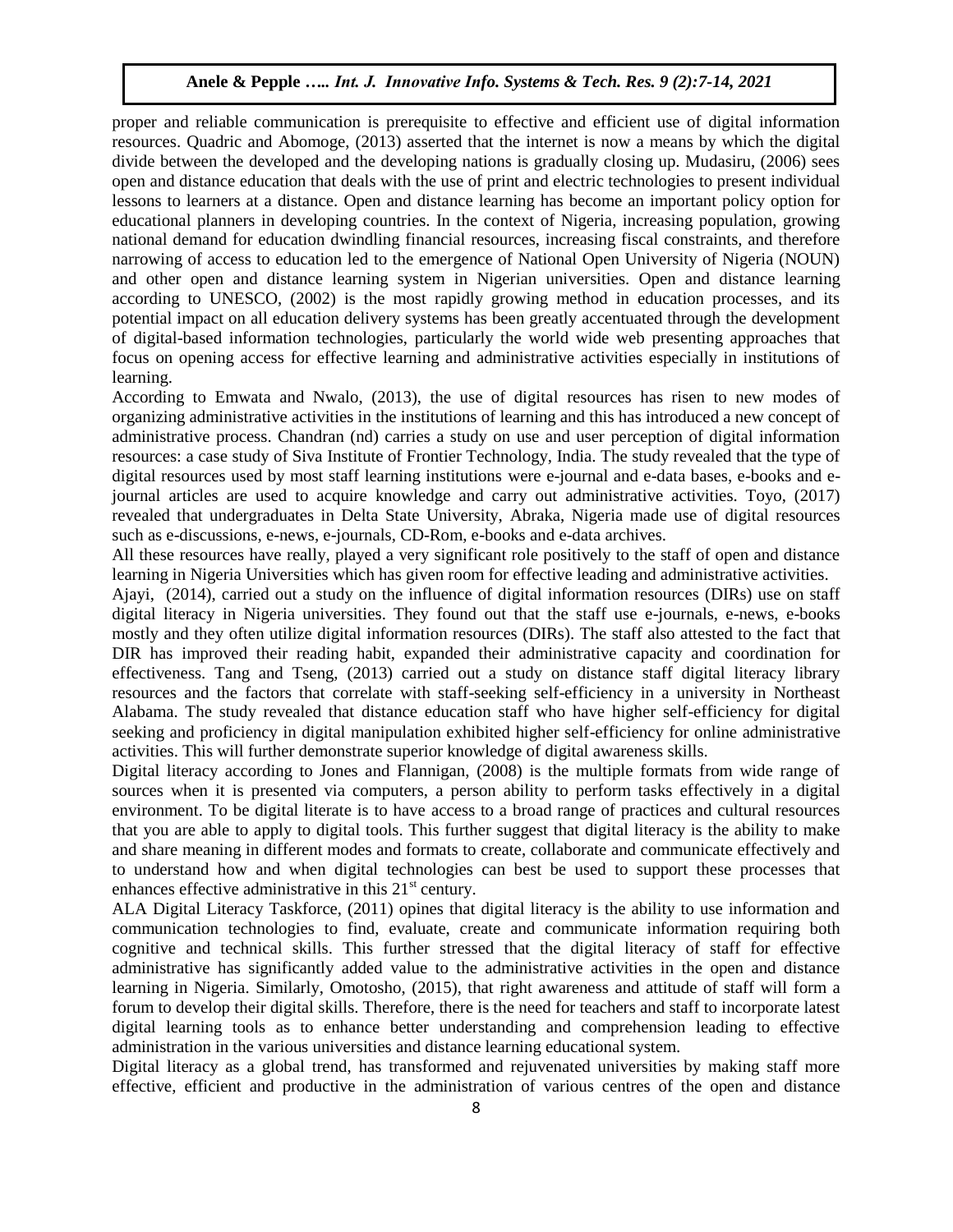proper and reliable communication is prerequisite to effective and efficient use of digital information resources. Quadric and Abomoge, (2013) asserted that the internet is now a means by which the digital divide between the developed and the developing nations is gradually closing up. Mudasiru, (2006) sees open and distance education that deals with the use of print and electric technologies to present individual lessons to learners at a distance. Open and distance learning has become an important policy option for educational planners in developing countries. In the context of Nigeria, increasing population, growing national demand for education dwindling financial resources, increasing fiscal constraints, and therefore narrowing of access to education led to the emergence of National Open University of Nigeria (NOUN) and other open and distance learning system in Nigerian universities. Open and distance learning according to UNESCO, (2002) is the most rapidly growing method in education processes, and its potential impact on all education delivery systems has been greatly accentuated through the development of digital-based information technologies, particularly the world wide web presenting approaches that focus on opening access for effective learning and administrative activities especially in institutions of learning.

According to Emwata and Nwalo, (2013), the use of digital resources has risen to new modes of organizing administrative activities in the institutions of learning and this has introduced a new concept of administrative process. Chandran (nd) carries a study on use and user perception of digital information resources: a case study of Siva Institute of Frontier Technology, India. The study revealed that the type of digital resources used by most staff learning institutions were e-journal and e-data bases, e-books and e-journal articles are used to acquire knowledge and carry out administrative activities. Toyo, (2017) revealed that undergraduates in Delta State University, Abraka, Nigeria made use of digital resources such as e-discussions, e-news, e-journals, CD-Rom, e-books and e-data archives.

All these resources have really, played a very significant role positively to the staff of open and distance learning in Nigeria Universities which has given room for effective leading and administrative activities.

Ajayi, (2014), carried out a study on the influence of digital information resources (DIRs) use on staff digital literacy in Nigeria universities. They found out that the staff use e-journals, e-news, e-books mostly and they often utilize digital information resources (DIRs). The staff also attested to the fact that DIR has improved their reading habit, expanded their administrative capacity and coordination for effectiveness. Tang and Tseng, (2013) carried out a study on distance staff digital literacy library resources and the factors that correlate with staff-seeking self-efficiency in a university in Northeast Alabama. The study revealed that distance education staff who have higher self-efficiency for digital seeking and proficiency in digital manipulation exhibited higher self-efficiency for online administrative activities. This will further demonstrate superior knowledge of digital awareness skills.

Digital literacy according to Jones and Flannigan, (2008) is the multiple formats from wide range of sources when it is presented via computers, a person ability to perform tasks effectively in a digital environment. To be digital literate is to have access to a broad range of practices and cultural resources that you are able to apply to digital tools. This further suggest that digital literacy is the ability to make and share meaning in different modes and formats to create, collaborate and communicate effectively and to understand how and when digital technologies can best be used to support these processes that enhances effective administrative in this 21st century.

ALA Digital Literacy Taskforce, (2011) opines that digital literacy is the ability to use information and communication technologies to find, evaluate, create and communicate information requiring both cognitive and technical skills. This further stressed that the digital literacy of staff for effective administrative has significantly added value to the administrative activities in the open and distance learning in Nigeria. Similarly, Omotosho, (2015), that right awareness and attitude of staff will form a forum to develop their digital skills. Therefore, there is the need for teachers and staff to incorporate latest digital learning tools as to enhance better understanding and comprehension leading to effective administration in the various universities and distance learning educational system.

Digital literacy as a global trend, has transformed and rejuvenated universities by making staff more effective, efficient and productive in the administration of various centres of the open and distance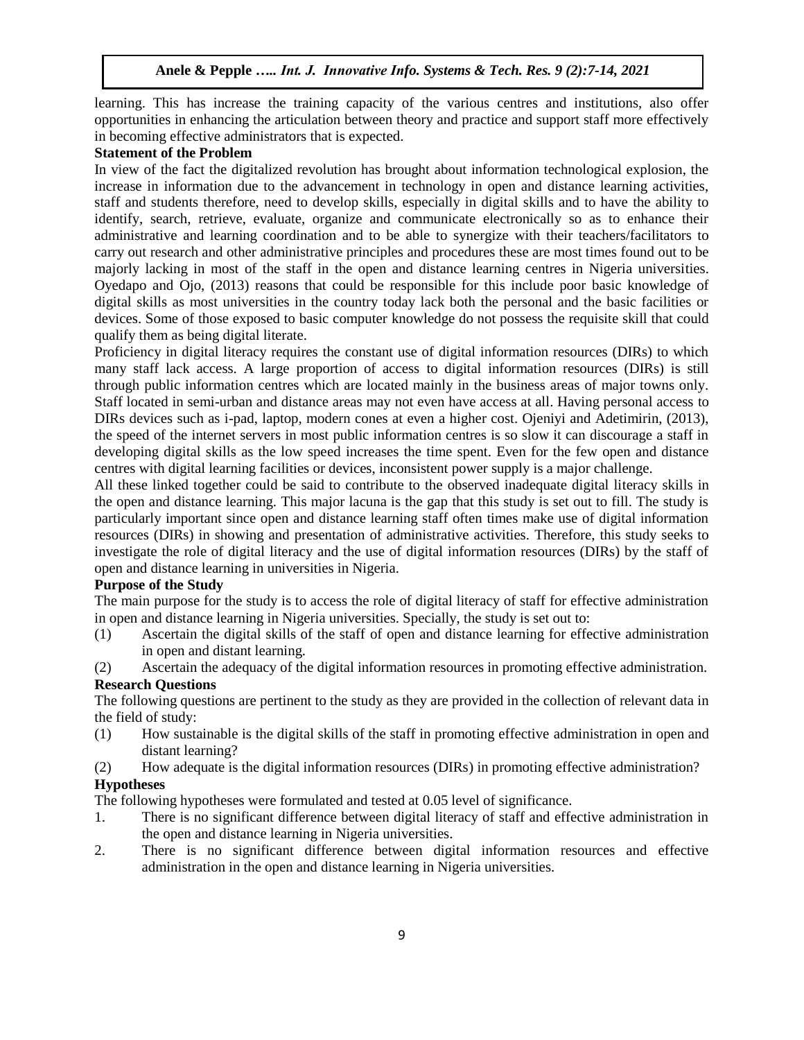learning. This has increase the training capacity of the various centres and institutions, also offer opportunities in enhancing the articulation between theory and practice and support staff more effectively in becoming effective administrators that is expected.

**Statement of the Problem**

In view of the fact the digitalized revolution has brought about information technological explosion, the increase in information due to the advancement in technology in open and distance learning activities, staff and students therefore, need to develop skills, especially in digital skills and to have the ability to identify, search, retrieve, evaluate, organize and communicate electronically so as to enhance their administrative and learning coordination and to be able to synergize with their teachers/facilitators to carry out research and other administrative principles and procedures these are most times found out to be majorly lacking in most of the staff in the open and distance learning centres in Nigeria universities. Oyedapo and Ojo, (2013) reasons that could be responsible for this include poor basic knowledge of digital skills as most universities in the country today lack both the personal and the basic facilities or devices. Some of those exposed to basic computer knowledge do not possess the requisite skill that could qualify them as being digital literate.

Proficiency in digital literacy requires the constant use of digital information resources (DIRs) to which many staff lack access. A large proportion of access to digital information resources (DIRs) is still through public information centres which are located mainly in the business areas of major towns only. Staff located in semi-urban and distance areas may not even have access at all. Having personal access to DIRs devices such as i-pad, laptop, modern cones at even a higher cost. Ojeniyi and Adetimirin, (2013), the speed of the internet servers in most public information centres is so slow it can discourage a staff in developing digital skills as the low speed increases the time spent. Even for the few open and distance centres with digital learning facilities or devices, inconsistent power supply is a major challenge.

All these linked together could be said to contribute to the observed inadequate digital literacy skills in the open and distance learning. This major lacuna is the gap that this study is set out to fill. The study is particularly important since open and distance learning staff often times make use of digital information resources (DIRs) in showing and presentation of administrative activities. Therefore, this study seeks to investigate the role of digital literacy and the use of digital information resources (DIRs) by the staff of open and distance learning in universities in Nigeria.

**Purpose of the Study**

The main purpose for the study is to access the role of digital literacy of staff for effective administration in open and distance learning in Nigeria universities. Specially, the study is set out to:

(1) Ascertain the digital skills of the staff of open and distance learning for effective administration in open and distant learning.

(2) Ascertain the adequacy of the digital information resources in promoting effective administration.

**Research Questions**

The following questions are pertinent to the study as they are provided in the collection of relevant data in the field of study:

(1) How sustainable is the digital skills of the staff in promoting effective administration in open and distant learning?

(2) How adequate is the digital information resources (DIRs) in promoting effective administration?

**Hypotheses**

The following hypotheses were formulated and tested at 0.05 level of significance.

1. There is no significant difference between digital literacy of staff and effective administration in the open and distance learning in Nigeria universities.
2. There is no significant difference between digital information resources and effective administration in the open and distance learning in Nigeria universities.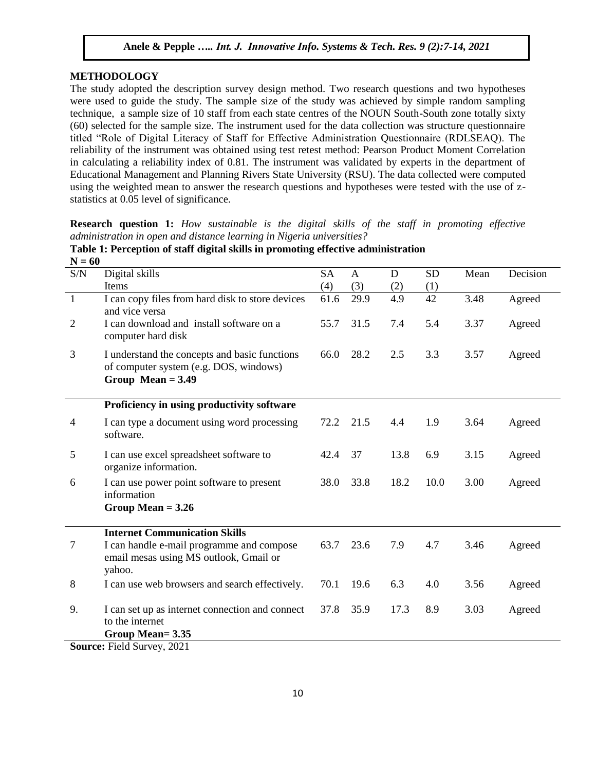## METHODOLOGY

The study adopted the description survey design method. Two research questions and two hypotheses were used to guide the study. The sample size of the study was achieved by simple random sampling technique, a sample size of 10 staff from each state centres of the NOUN South-South zone totally sixty (60) selected for the sample size. The instrument used for the data collection was structure questionnaire titled "Role of Digital Literacy of Staff for Effective Administration Questionnaire (RDLSEAQ). The reliability of the instrument was obtained using test retest method: Pearson Product Moment Correlation in calculating a reliability index of 0.81. The instrument was validated by experts in the department of Educational Management and Planning Rivers State University (RSU). The data collected were computed using the weighted mean to answer the research questions and hypotheses were tested with the use of z-statistics at 0.05 level of significance.

**Research question 1:** *How sustainable is the digital skills of the staff in promoting effective administration in open and distance learning in Nigeria universities?*

**Table 1: Perception of staff digital skills in promoting effective administration**

**N = 60**

| S/N | Digital skills Items | SA (4) | A (3) | D (2) | SD (1) | Mean | Decision |
|---|---|---|---|---|---|---|---|
| 1 | I can copy files from hard disk to store devices and vice versa | 61.6 | 29.9 | 4.9 | 42 | 3.48 | Agreed |
| 2 | I can download and install software on a computer hard disk | 55.7 | 31.5 | 7.4 | 5.4 | 3.37 | Agreed |
| 3 | I understand the concepts and basic functions of computer system (e.g. DOS, windows) | 66.0 | 28.2 | 2.5 | 3.3 | 3.57 | Agreed |
| | **Group Mean = 3.49** | | | | | | |
| | **Proficiency in using productivity software** | | | | | | |
| 4 | I can type a document using word processing software. | 72.2 | 21.5 | 4.4 | 1.9 | 3.64 | Agreed |
| 5 | I can use excel spreadsheet software to organize information. | 42.4 | 37 | 13.8 | 6.9 | 3.15 | Agreed |
| 6 | I can use power point software to present information | 38.0 | 33.8 | 18.2 | 10.0 | 3.00 | Agreed |
| | **Group Mean = 3.26** | | | | | | |
| | **Internet Communication Skills** | | | | | | |
| 7 | I can handle e-mail programme and compose email mesas using MS outlook, Gmail or yahoo. | 63.7 | 23.6 | 7.9 | 4.7 | 3.46 | Agreed |
| 8 | I can use web browsers and search effectively. | 70.1 | 19.6 | 6.3 | 4.0 | 3.56 | Agreed |
| 9. | I can set up as internet connection and connect to the internet | 37.8 | 35.9 | 17.3 | 8.9 | 3.03 | Agreed |
| | **Group Mean= 3.35** | | | | | | |

**Source:** Field Survey, 2021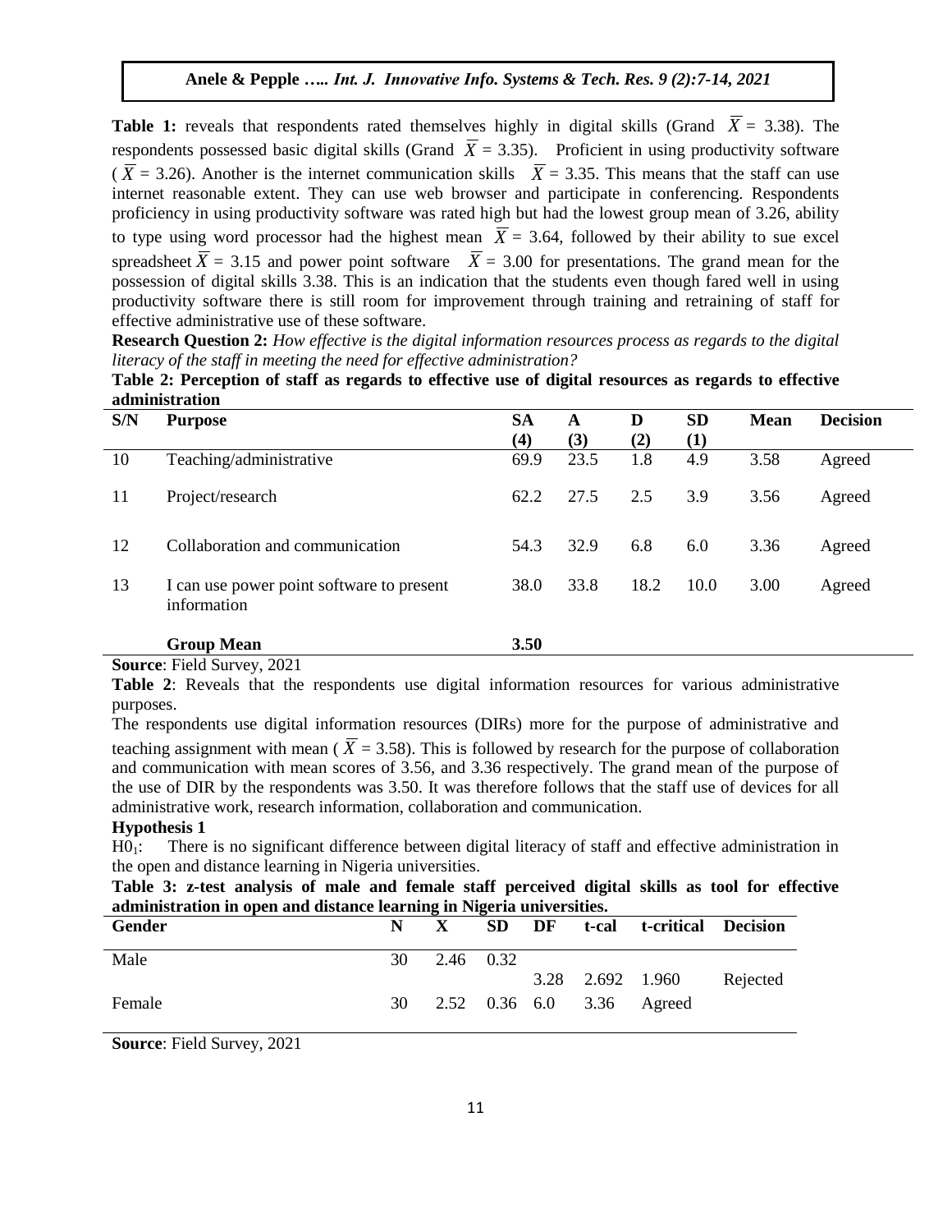**Table 1:** reveals that respondents rated themselves highly in digital skills (Grand $\overline{X}$ = 3.38). The respondents possessed basic digital skills (Grand $\overline{X}$ = 3.35). Proficient in using productivity software ($\overline{X}$ = 3.26). Another is the internet communication skills $\overline{X}$ = 3.35. This means that the staff can use internet reasonable extent. They can use web browser and participate in conferencing. Respondents proficiency in using productivity software was rated high but had the lowest group mean of 3.26, ability to type using word processor had the highest mean $\overline{X}$ = 3.64, followed by their ability to sue excel spreadsheet $\overline{X}$ = 3.15 and power point software $\overline{X}$ = 3.00 for presentations. The grand mean for the possession of digital skills 3.38. This is an indication that the students even though fared well in using productivity software there is still room for improvement through training and retraining of staff for effective administrative use of these software.

**Research Question 2:** *How effective is the digital information resources process as regards to the digital literacy of the staff in meeting the need for effective administration?*

**Table 2: Perception of staff as regards to effective use of digital resources as regards to effective administration**

| S/N | Purpose | SA (4) | A (3) | D (2) | SD (1) | Mean | Decision |
|---|---|---|---|---|---|---|---|
| 10 | Teaching/administrative | 69.9 | 23.5 | 1.8 | 4.9 | 3.58 | Agreed |
| 11 | Project/research | 62.2 | 27.5 | 2.5 | 3.9 | 3.56 | Agreed |
| 12 | Collaboration and communication | 54.3 | 32.9 | 6.8 | 6.0 | 3.36 | Agreed |
| 13 | I can use power point software to present information | 38.0 | 33.8 | 18.2 | 10.0 | 3.00 | Agreed |
| | **Group Mean** | **3.50** | | | | | |

**Source**: Field Survey, 2021

**Table 2**: Reveals that the respondents use digital information resources for various administrative purposes.

The respondents use digital information resources (DIRs) more for the purpose of administrative and teaching assignment with mean ($\overline{X}$ = 3.58). This is followed by research for the purpose of collaboration and communication with mean scores of 3.56, and 3.36 respectively. The grand mean of the purpose of the use of DIR by the respondents was 3.50. It was therefore follows that the staff use of devices for all administrative work, research information, collaboration and communication.

**Hypothesis 1**

$H0_1$: There is no significant difference between digital literacy of staff and effective administration in the open and distance learning in Nigeria universities.

**Table 3: z-test analysis of male and female staff perceived digital skills as tool for effective administration in open and distance learning in Nigeria universities.**

| Gender | N | X | SD | DF | t-cal | t-critical | Decision |
|---|---|---|---|---|---|---|---|
| Male | 30 | 2.46 | 0.32 | | | | |
| | | | | 3.28 | 2.692 | 1.960 | Rejected |
| Female | 30 | 2.52 | 0.36 | 6.0 | 3.36 | Agreed | |

**Source**: Field Survey, 2021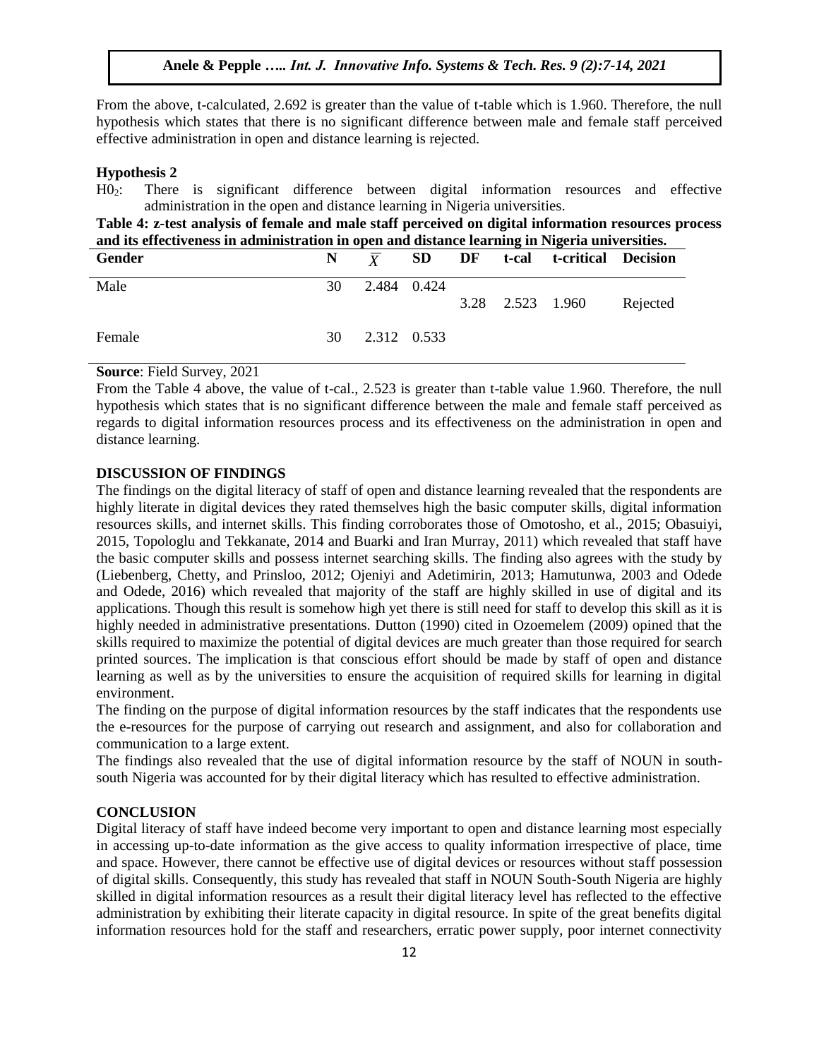From the above, t-calculated, 2.692 is greater than the value of t-table which is 1.960. Therefore, the null hypothesis which states that there is no significant difference between male and female staff perceived effective administration in open and distance learning is rejected.

**Hypothesis 2**

$H0_2$: There is significant difference between digital information resources and effective administration in the open and distance learning in Nigeria universities.

**Table 4: z-test analysis of female and male staff perceived on digital information resources process and its effectiveness in administration in open and distance learning in Nigeria universities.**

| Gender | N | $\overline{X}$ | SD | DF | t-cal | t-critical | Decision |
|---|---|---|---|---|---|---|---|
| Male | 30 | 2.484 | 0.424 | 3.28 | 2.523 | 1.960 | Rejected |
| Female | 30 | 2.312 | 0.533 | | | | |

**Source**: Field Survey, 2021

From the Table 4 above, the value of t-cal., 2.523 is greater than t-table value 1.960. Therefore, the null hypothesis which states that is no significant difference between the male and female staff perceived as regards to digital information resources process and its effectiveness on the administration in open and distance learning.

## DISCUSSION OF FINDINGS

The findings on the digital literacy of staff of open and distance learning revealed that the respondents are highly literate in digital devices they rated themselves high the basic computer skills, digital information resources skills, and internet skills. This finding corroborates those of Omotosho, et al., 2015; Obasuiyi, 2015, Topologlu and Tekkanate, 2014 and Buarki and Iran Murray, 2011) which revealed that staff have the basic computer skills and possess internet searching skills. The finding also agrees with the study by (Liebenberg, Chetty, and Prinsloo, 2012; Ojeniyi and Adetimirin, 2013; Hamutunwa, 2003 and Odede and Odede, 2016) which revealed that majority of the staff are highly skilled in use of digital and its applications. Though this result is somehow high yet there is still need for staff to develop this skill as it is highly needed in administrative presentations. Dutton (1990) cited in Ozoemelem (2009) opined that the skills required to maximize the potential of digital devices are much greater than those required for search printed sources. The implication is that conscious effort should be made by staff of open and distance learning as well as by the universities to ensure the acquisition of required skills for learning in digital environment.

The finding on the purpose of digital information resources by the staff indicates that the respondents use the e-resources for the purpose of carrying out research and assignment, and also for collaboration and communication to a large extent.

The findings also revealed that the use of digital information resource by the staff of NOUN in south-south Nigeria was accounted for by their digital literacy which has resulted to effective administration.

## CONCLUSION

Digital literacy of staff have indeed become very important to open and distance learning most especially in accessing up-to-date information as the give access to quality information irrespective of place, time and space. However, there cannot be effective use of digital devices or resources without staff possession of digital skills. Consequently, this study has revealed that staff in NOUN South-South Nigeria are highly skilled in digital information resources as a result their digital literacy level has reflected to the effective administration by exhibiting their literate capacity in digital resource. In spite of the great benefits digital information resources hold for the staff and researchers, erratic power supply, poor internet connectivity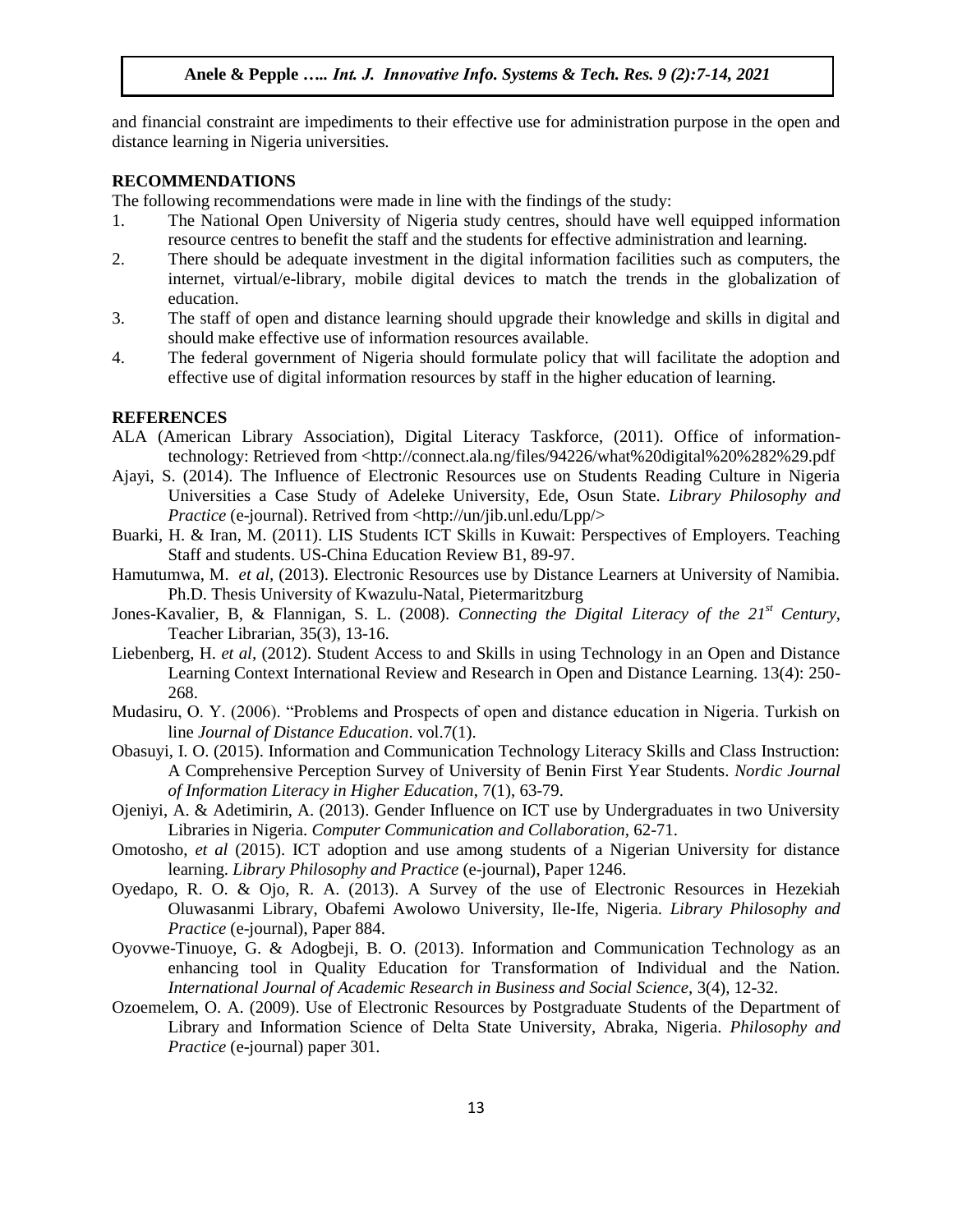and financial constraint are impediments to their effective use for administration purpose in the open and distance learning in Nigeria universities.

## RECOMMENDATIONS

The following recommendations were made in line with the findings of the study:

1. The National Open University of Nigeria study centres, should have well equipped information resource centres to benefit the staff and the students for effective administration and learning.
2. There should be adequate investment in the digital information facilities such as computers, the internet, virtual/e-library, mobile digital devices to match the trends in the globalization of education.
3. The staff of open and distance learning should upgrade their knowledge and skills in digital and should make effective use of information resources available.
4. The federal government of Nigeria should formulate policy that will facilitate the adoption and effective use of digital information resources by staff in the higher education of learning.

## REFERENCES

ALA (American Library Association), Digital Literacy Taskforce, (2011). Office of information-technology: Retrieved from <http://connect.ala.ng/files/94226/what%20digital%20%282%29.pdf

Ajayi, S. (2014). The Influence of Electronic Resources use on Students Reading Culture in Nigeria Universities a Case Study of Adeleke University, Ede, Osun State. *Library Philosophy and Practice* (e-journal). Retrived from <http://un/jib.unl.edu/Lpp/>

Buarki, H. & Iran, M. (2011). LIS Students ICT Skills in Kuwait: Perspectives of Employers. Teaching Staff and students. US-China Education Review B1, 89-97.

Hamutumwa, M. *et al*, (2013). Electronic Resources use by Distance Learners at University of Namibia. Ph.D. Thesis University of Kwazulu-Natal, Pietermaritzburg

Jones-Kavalier, B, & Flannigan, S. L. (2008). *Connecting the Digital Literacy of the 21st Century*, Teacher Librarian, 35(3), 13-16.

Liebenberg, H. *et al*, (2012). Student Access to and Skills in using Technology in an Open and Distance Learning Context International Review and Research in Open and Distance Learning. 13(4): 250-268.

Mudasiru, O. Y. (2006). "Problems and Prospects of open and distance education in Nigeria. Turkish on line *Journal of Distance Education*. vol.7(1).

Obasuyi, I. O. (2015). Information and Communication Technology Literacy Skills and Class Instruction: A Comprehensive Perception Survey of University of Benin First Year Students. *Nordic Journal of Information Literacy in Higher Education*, 7(1), 63-79.

Ojeniyi, A. & Adetimirin, A. (2013). Gender Influence on ICT use by Undergraduates in two University Libraries in Nigeria. *Computer Communication and Collaboration,* 62-71.

Omotosho, *et al* (2015). ICT adoption and use among students of a Nigerian University for distance learning. *Library Philosophy and Practice* (e-journal), Paper 1246.

Oyedapo, R. O. & Ojo, R. A. (2013). A Survey of the use of Electronic Resources in Hezekiah Oluwasanmi Library, Obafemi Awolowo University, Ile-Ife, Nigeria. *Library Philosophy and Practice* (e-journal), Paper 884.

Oyovwe-Tinuoye, G. & Adogbeji, B. O. (2013). Information and Communication Technology as an enhancing tool in Quality Education for Transformation of Individual and the Nation. *International Journal of Academic Research in Business and Social Science*, 3(4), 12-32.

Ozoemelem, O. A. (2009). Use of Electronic Resources by Postgraduate Students of the Department of Library and Information Science of Delta State University, Abraka, Nigeria. *Philosophy and Practice* (e-journal) paper 301.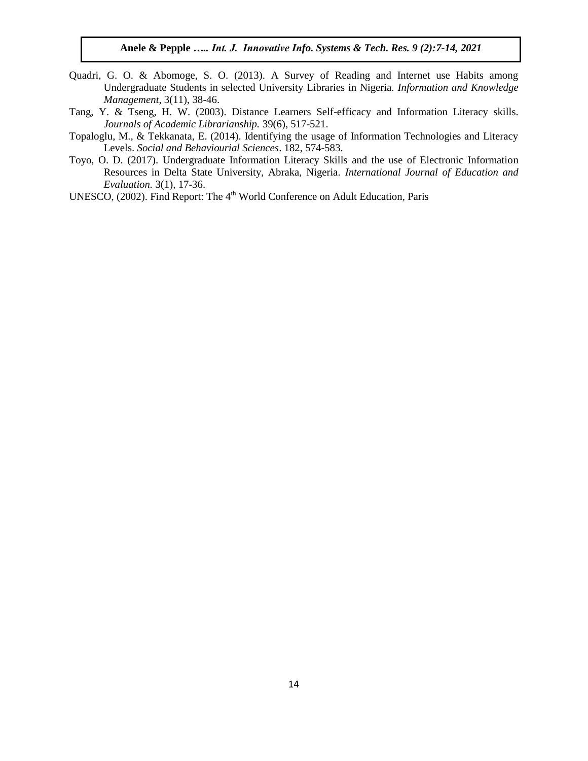Quadri, G. O. & Abomoge, S. O. (2013). A Survey of Reading and Internet use Habits among Undergraduate Students in selected University Libraries in Nigeria. *Information and Knowledge Management*, 3(11), 38-46.

Tang, Y. & Tseng, H. W. (2003). Distance Learners Self-efficacy and Information Literacy skills. *Journals of Academic Librarianship.* 39(6), 517-521.

Topaloglu, M., & Tekkanata, E. (2014). Identifying the usage of Information Technologies and Literacy Levels. *Social and Behaviourial Sciences*. 182, 574-583.

Toyo, O. D. (2017). Undergraduate Information Literacy Skills and the use of Electronic Information Resources in Delta State University, Abraka, Nigeria. *International Journal of Education and Evaluation.* 3(1), 17-36.

UNESCO, (2002). Find Report: The 4th World Conference on Adult Education, Paris